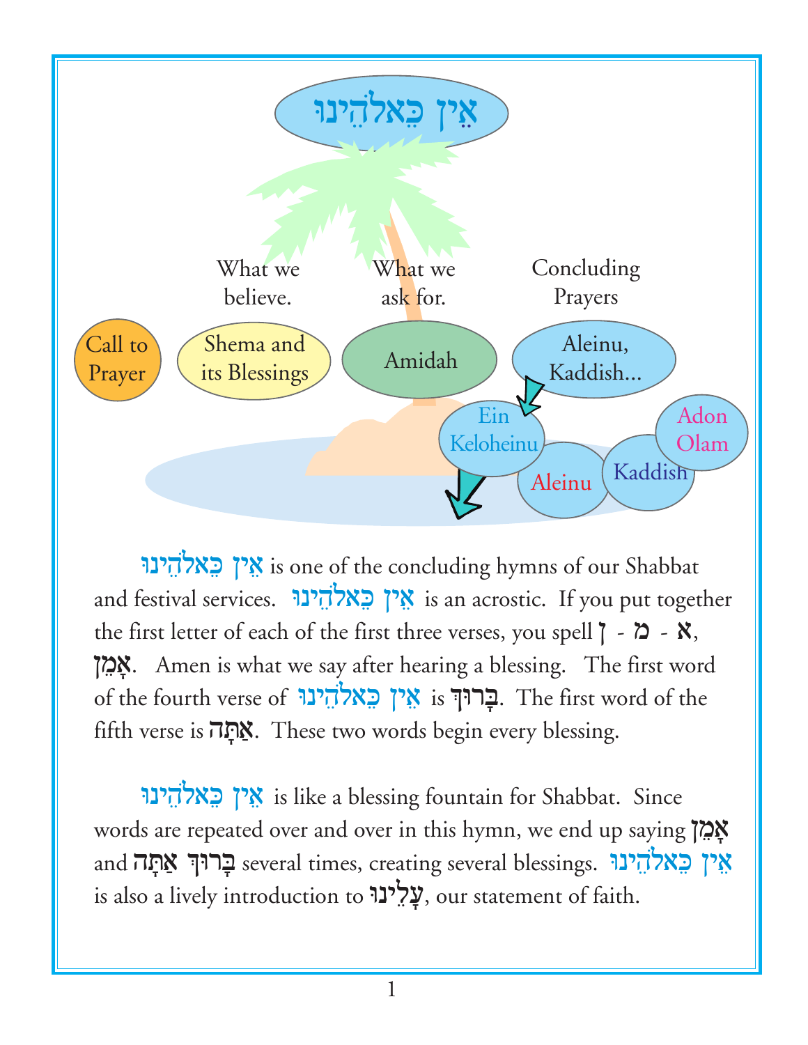# אֵין כֵּאלֹהֵינוּ

What we believe. | What we ask for. | Concluding Prayers

Call to Prayer → Shema and its Blessings → Amidah → Aleinu, Kaddish...

Ein Keloheinu → Aleinu → Kaddish → Adon Olam

אֵין כֵּאלֹהֵינוּ is one of the concluding hymns of our Shabbat and festival services. אֵין כֵּאלֹהֵינוּ is an acrostic. If you put together the first letter of each of the first three verses, you spell א - מ - ן, אָמֵן. Amen is what we say after hearing a blessing. The first word of the fourth verse of אֵין כֵּאלֹהֵינוּ is בָּרוּךְ. The first word of the fifth verse is אַתָּה. These two words begin every blessing.

אֵין כֵּאלֹהֵינוּ is like a blessing fountain for Shabbat. Since words are repeated over and over in this hymn, we end up saying אָמֵן and בָּרוּךְ אַתָּה several times, creating several blessings. אֵין כֵּאלֹהֵינוּ is also a lively introduction to עָלֵינוּ, our statement of faith.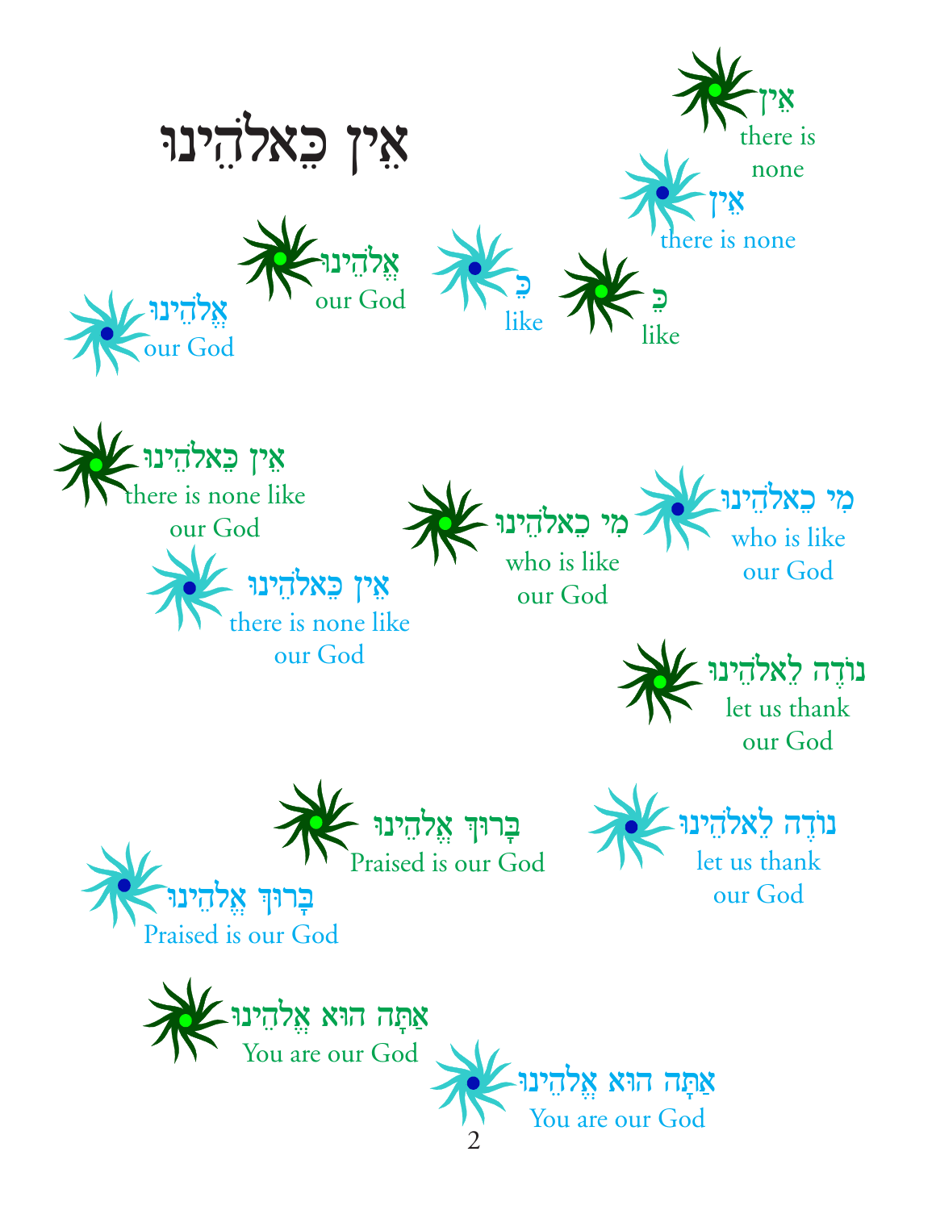# אֵין כֵּאלֹהֵינוּ

אֵין
there is none

אֵין
there is none

כֵּ
like

כֵּ
like

אֱלֹהֵינוּ
our God

אֱלֹהֵינוּ
our God

אֵין כֵּאלֹהֵינוּ
there is none like our God

אֵין כֵּאלֹהֵינוּ
there is none like our God

מִי כֵאלֹהֵינוּ
who is like our God

מִי כֵאלֹהֵינוּ
who is like our God

נוֹדֶה לֵאלֹהֵינוּ
let us thank our God

נוֹדֶה לֵאלֹהֵינוּ
let us thank our God

בָּרוּךְ אֱלֹהֵינוּ
Praised is our God

בָּרוּךְ אֱלֹהֵינוּ
Praised is our God

אַתָּה הוּא אֱלֹהֵינוּ
You are our God

אַתָּה הוּא אֱלֹהֵינוּ
You are our God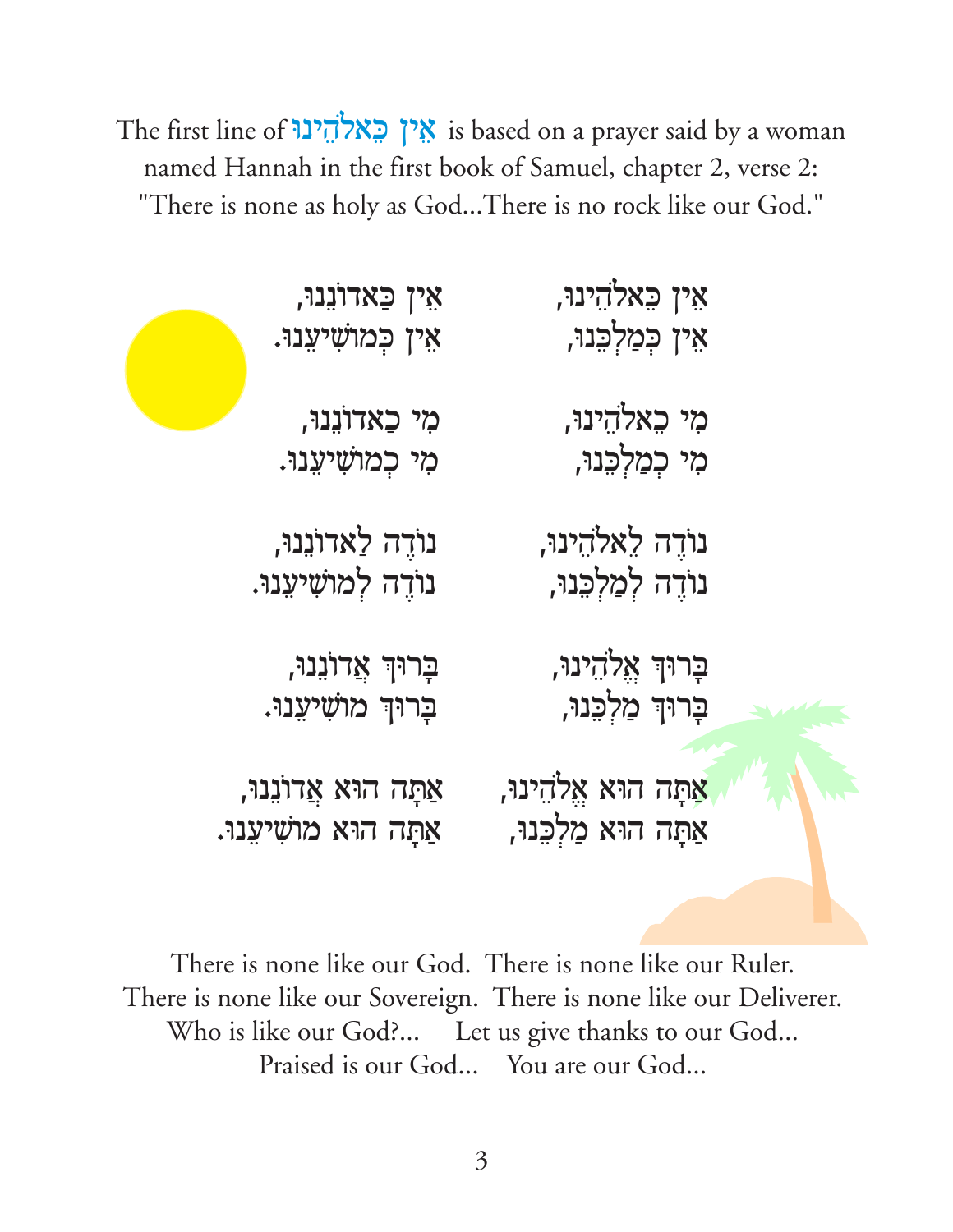The first line of אֵין כֵּאלֹהֵינוּ is based on a prayer said by a woman named Hannah in the first book of Samuel, chapter 2, verse 2: "There is none as holy as God...There is no rock like our God."

אֵין כֵּאלֹהֵינוּ, אֵין כַּאדוֹנֵנוּ,
אֵין כְּמַלְכֵּנוּ, אֵין כְּמוֹשִׁיעֵנוּ.

מִי כֵאלֹהֵינוּ, מִי כַאדוֹנֵנוּ,
מִי כְמַלְכֵּנוּ, מִי כְמוֹשִׁיעֵנוּ.

נוֹדֶה לֵאלֹהֵינוּ, נוֹדֶה לַאדוֹנֵנוּ,
נוֹדֶה לְמַלְכֵּנוּ, נוֹדֶה לְמוֹשִׁיעֵנוּ.

בָּרוּךְ אֱלֹהֵינוּ, בָּרוּךְ אֲדוֹנֵנוּ,
בָּרוּךְ מַלְכֵּנוּ, בָּרוּךְ מוֹשִׁיעֵנוּ.

אַתָּה הוּא אֱלֹהֵינוּ, אַתָּה הוּא אֲדוֹנֵנוּ,
אַתָּה הוּא מַלְכֵּנוּ, אַתָּה הוּא מוֹשִׁיעֵנוּ.

There is none like our God. There is none like our Ruler.
There is none like our Sovereign. There is none like our Deliverer.
Who is like our God?... Let us give thanks to our God...
Praised is our God... You are our God...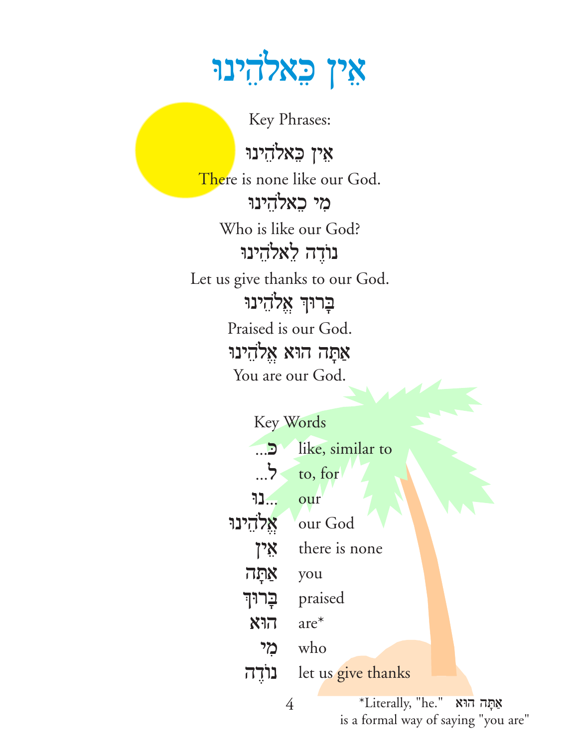# אֵין כֵּאלֹהֵינוּ

Key Phrases:

אֵין כֵּאלֹהֵינוּ

There is none like our God.

מִי כֵאלֹהֵינוּ

Who is like our God?

נוֹדֶה לֵאלֹהֵינוּ

Let us give thanks to our God.

בָּרוּךְ אֱלֹהֵינוּ

Praised is our God.

אַתָּה הוּא אֱלֹהֵינוּ

You are our God.

Key Words

| | |
|---|---|
| כּ... | like, similar to |
| ל... | to, for |
| ...נוּ | our |
| אֱלֹהֵינוּ | our God |
| אֵין | there is none |
| אַתָּה | you |
| בָּרוּךְ | praised |
| הוּא | are* |
| מִי | who |
| נוֹדֶה | let us give thanks |

*Literally, "he." אַתָּה הוּא is a formal way of saying "you are"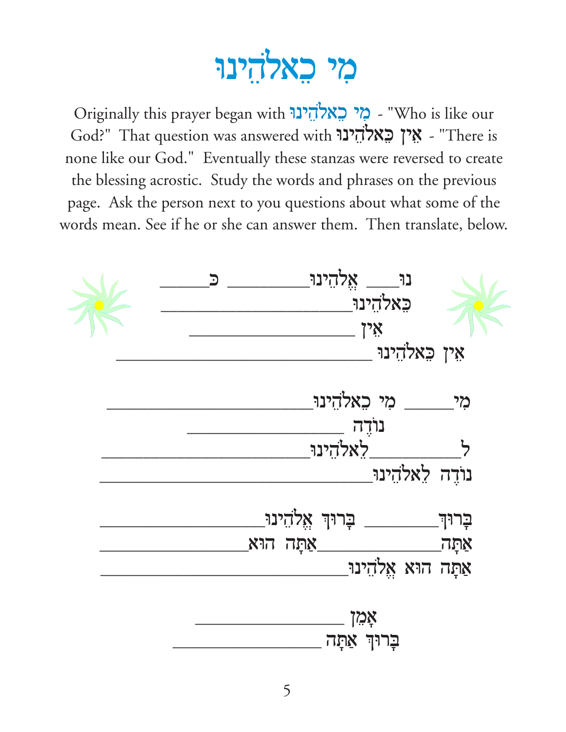# מִי כֵאלֹהֵינוּ

Originally this prayer began with מִי כֵאלֹהֵינוּ - "Who is like our God?" That question was answered with אֵין כֵּאלֹהֵינוּ - "There is none like our God." Eventually these stanzas were reversed to create the blessing acrostic. Study the words and phrases on the previous page. Ask the person next to you questions about what some of the words mean. See if he or she can answer them. Then translate, below.

נוּ\_\_\_\_ אֱלֹהֵינוּ\_\_\_\_\_\_\_\_\_\_ כּ\_\_\_\_\_\_\_

כֵּאלֹהֵינוּ\_\_\_\_\_\_\_\_\_\_\_\_\_\_\_\_\_\_\_\_\_\_

אֵין \_\_\_\_\_\_\_\_\_\_\_\_\_\_\_\_\_\_\_\_

אֵין כֵּאלֹהֵינוּ \_\_\_\_\_\_\_\_\_\_\_\_\_\_\_\_\_\_\_\_\_\_\_\_\_\_\_\_\_\_\_\_

מִי\_\_\_\_\_\_ מִי כֵאלֹהֵינוּ\_\_\_\_\_\_\_\_\_\_\_\_\_\_\_\_\_\_\_\_\_\_\_\_\_\_

נוֹדֶה \_\_\_\_\_\_\_\_\_\_\_\_\_\_\_\_\_\_\_\_

ל\_\_\_\_\_\_\_\_\_\_\_לֵאלֹהֵינוּ\_\_\_\_\_\_\_\_\_\_\_\_\_\_\_\_\_\_\_\_\_\_\_\_\_\_

נוֹדֶה לֵאלֹהֵינוּ\_\_\_\_\_\_\_\_\_\_\_\_\_\_\_\_\_\_\_\_\_\_\_\_\_\_\_\_\_\_\_\_\_\_\_

בָּרוּךְ\_\_\_\_\_\_\_\_\_ בָּרוּךְ אֱלֹהֵינוּ\_\_\_\_\_\_\_\_\_\_\_\_\_\_\_\_\_\_\_\_\_

אַתָּה\_\_\_\_\_\_\_\_\_\_\_\_\_\_\_\_אַתָּה הוּא\_\_\_\_\_\_\_\_\_\_\_\_\_\_\_\_\_\_\_

אַתָּה הוּא אֱלֹהֵינוּ\_\_\_\_\_\_\_\_\_\_\_\_\_\_\_\_\_\_\_\_\_\_\_\_\_\_\_\_\_\_\_

אָמֵן \_\_\_\_\_\_\_\_\_\_\_\_\_\_\_\_\_\_\_\_

בָּרוּךְ אַתָּה \_\_\_\_\_\_\_\_\_\_\_\_\_\_\_\_\_\_\_\_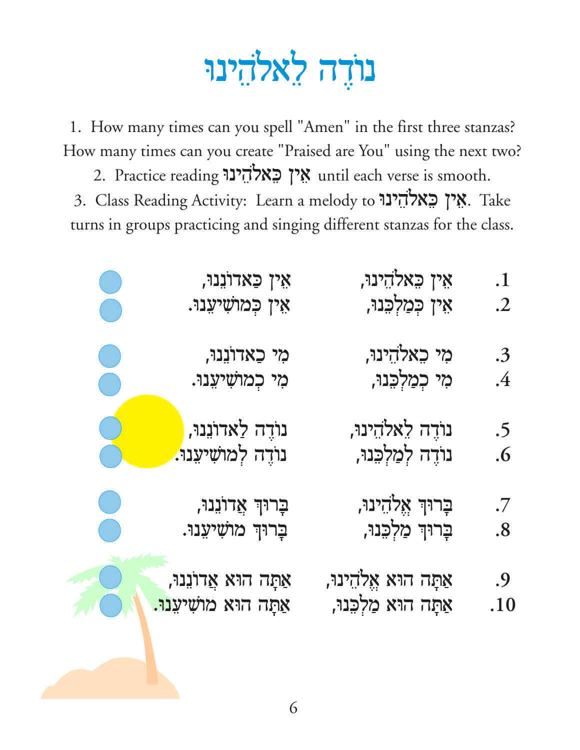# נוֹדֶה לֵאלֹהֵינוּ

1. How many times can you spell "Amen" in the first three stanzas? How many times can you create "Praised are You" using the next two?
2. Practice reading אֵין כֵּאלֹהֵינוּ until each verse is smooth.
3. Class Reading Activity: Learn a melody to אֵין כֵּאלֹהֵינוּ. Take turns in groups practicing and singing different stanzas for the class.

1. אֵין כֵּאלֹהֵינוּ, אֵין כַּאדוֹנֵנוּ,
2. אֵין כְּמַלְכֵּנוּ, אֵין כְּמוֹשִׁיעֵנוּ.

3. מִי כֵאלֹהֵינוּ, מִי כַאדוֹנֵנוּ,
4. מִי כְמַלְכֵּנוּ, מִי כְמוֹשִׁיעֵנוּ.

5. נוֹדֶה לֵאלֹהֵינוּ, נוֹדֶה לַאדוֹנֵנוּ,
6. נוֹדֶה לְמַלְכֵּנוּ, נוֹדֶה לְמוֹשִׁיעֵנוּ.

7. בָּרוּךְ אֱלֹהֵינוּ, בָּרוּךְ אֲדוֹנֵנוּ,
8. בָּרוּךְ מַלְכֵּנוּ, בָּרוּךְ מוֹשִׁיעֵנוּ.

9. אַתָּה הוּא אֱלֹהֵינוּ, אַתָּה הוּא אֲדוֹנֵנוּ,
10. אַתָּה הוּא מַלְכֵּנוּ, אַתָּה הוּא מוֹשִׁיעֵנוּ.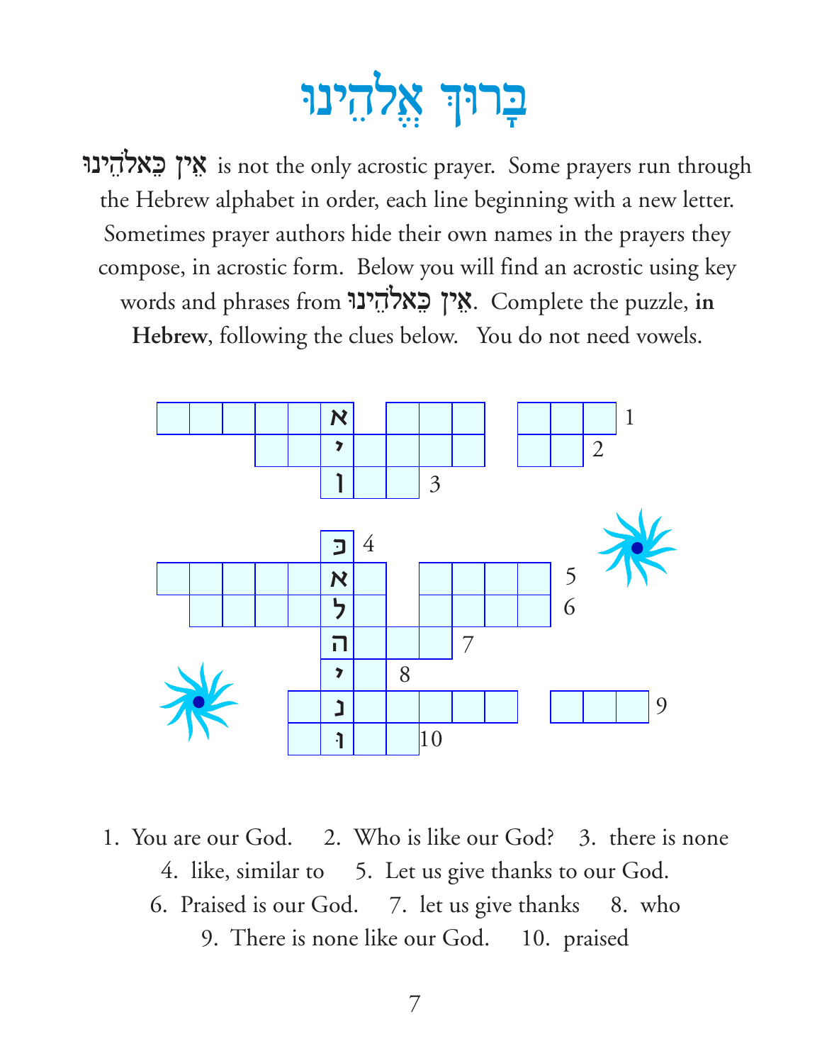# בָּרוּךְ אֱלֹהֵינוּ

**אֵין כֵּאלֹהֵינוּ** is not the only acrostic prayer. Some prayers run through the Hebrew alphabet in order, each line beginning with a new letter. Sometimes prayer authors hide their own names in the prayers they compose, in acrostic form. Below you will find an acrostic using key words and phrases from **אֵין כֵּאלֹהֵינוּ**. Complete the puzzle, **in Hebrew**, following the clues below. You do not need vowels.

1. You are our God.
2. Who is like our God?
3. there is none
4. like, similar to
5. Let us give thanks to our God.
6. Praised is our God.
7. let us give thanks
8. who
9. There is none like our God.
10. praised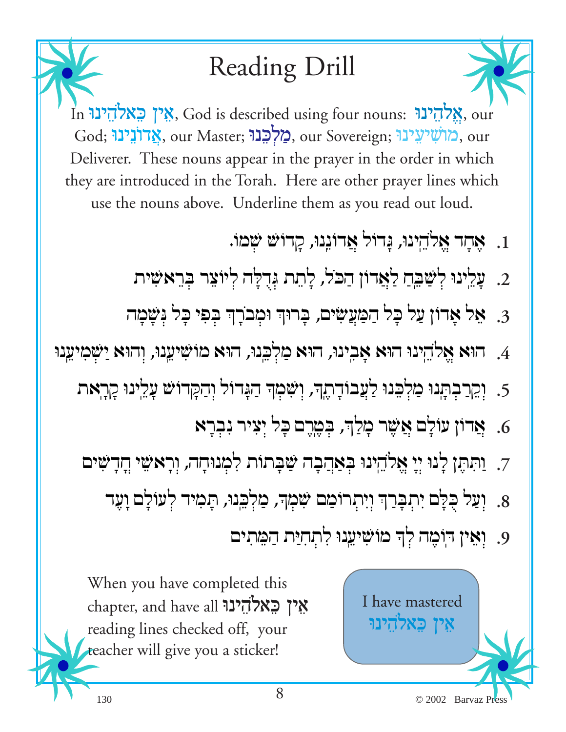# Reading Drill

In אֵין כֵּאלֹהֵינוּ, God is described using four nouns: אֱלֹהֵינוּ, our God; אֲדוֹנֵינוּ, our Master; מַלְכֵּנוּ, our Sovereign; מוֹשִׁיעֵנוּ, our Deliverer. These nouns appear in the prayer in the order in which they are introduced in the Torah. Here are other prayer lines which use the nouns above. Underline them as you read out loud.

1. אֶחָד אֱלֹהֵינוּ, גָּדוֹל אֲדוֹנֵנוּ, קָדוֹשׁ שְׁמוֹ.
2. עָלֵינוּ לְשַׁבֵּחַ לַאֲדוֹן הַכֹּל, לָתֵת גְּדֻלָּה לְיוֹצֵר בְּרֵאשִׁית
3. אֵל אָדוֹן עַל כָּל הַמַּעֲשִׂים, בָּרוּךְ וּמְבֹרָךְ בְּפִי כָּל נְשָׁמָה
4. הוּא אֱלֹהֵינוּ הוּא אָבִינוּ, הוּא מַלְכֵּנוּ, הוּא מוֹשִׁיעֵנוּ, וְהוּא יַשְׁמִיעֵנוּ
5. וְקֵרַבְתָּנוּ מַלְכֵּנוּ לַעֲבוֹדָתֶךָ, וְשִׁמְךָ הַגָּדוֹל וְהַקָּדוֹשׁ עָלֵינוּ קָרָאתָ
6. אֲדוֹן עוֹלָם אֲשֶׁר מָלַךְ, בְּטֶרֶם כָּל יְצִיר נִבְרָא
7. וַתִּתֶּן לָנוּ יְיָ אֱלֹהֵינוּ בְּאַהֲבָה שַׁבָּתוֹת לִמְנוּחָה, וְרָאשֵׁי חֳדָשִׁים
8. וְעַל כֻּלָּם יִתְבָּרַךְ וְיִתְרוֹמַם שִׁמְךָ, מַלְכֵּנוּ, תָּמִיד לְעוֹלָם וָעֶד
9. וְאֵין דּוֹמֶה לְךָ מוֹשִׁיעֵנוּ לִתְחִיַּת הַמֵּתִים

When you have completed this chapter, and have all אֵין כֵּאלֹהֵינוּ reading lines checked off, your teacher will give you a sticker!

I have mastered
אֵין כֵּאלֹהֵינוּ

© 2002 Barvaz Press